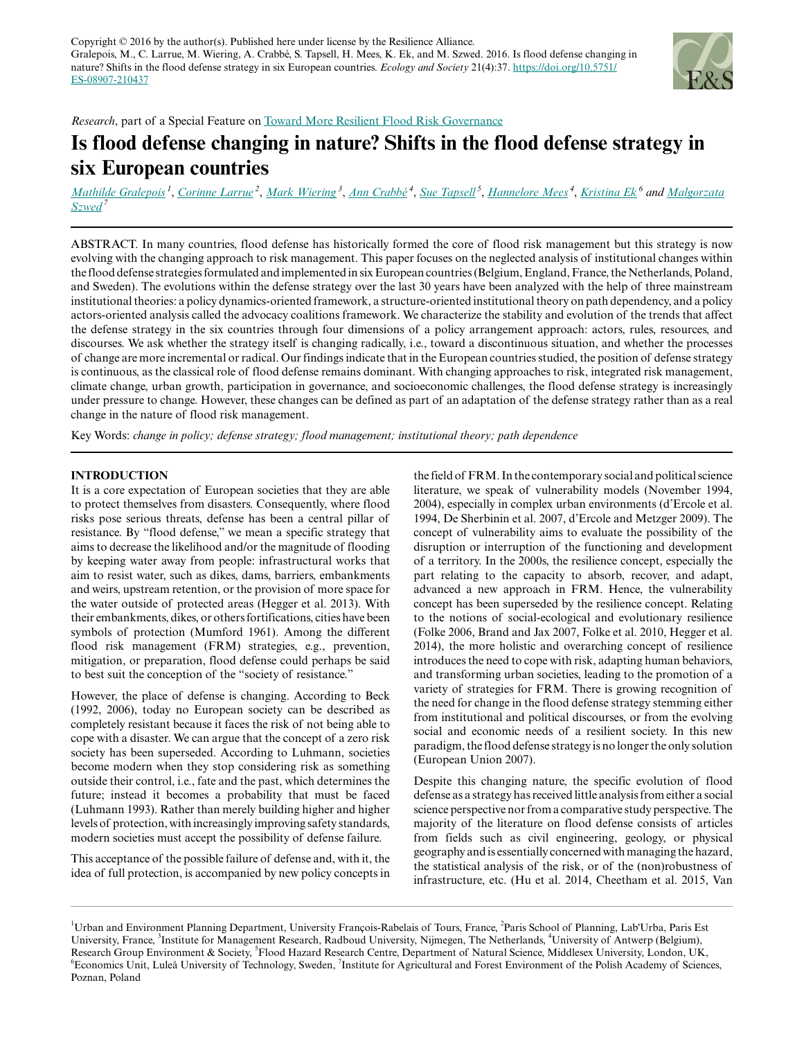Copyright © 2016 by the author(s). Published here under license by the Resilience Alliance.
Gralepois, M., C. Larrue, M. Wiering, A. Crabbé, S. Tapsell, H. Mees, K. Ek, and M. Szwed. 2016. Is flood defense changing in nature? Shifts in the flood defense strategy in six European countries. *Ecology and Society* 21(4):37. https://doi.org/10.5751/ES-08907-210437

*Research*, part of a Special Feature on Toward More Resilient Flood Risk Governance

# Is flood defense changing in nature? Shifts in the flood defense strategy in six European countries

Mathilde Gralepois [1], Corinne Larrue [2], Mark Wiering [3], Ann Crabbé [4], Sue Tapsell [5], Hannelore Mees [4], Kristina Ek [6] and Malgorzata Szwed [7]

ABSTRACT. In many countries, flood defense has historically formed the core of flood risk management but this strategy is now evolving with the changing approach to risk management. This paper focuses on the neglected analysis of institutional changes within the flood defense strategies formulated and implemented in six European countries (Belgium, England, France, the Netherlands, Poland, and Sweden). The evolutions within the defense strategy over the last 30 years have been analyzed with the help of three mainstream institutional theories: a policy dynamics-oriented framework, a structure-oriented institutional theory on path dependency, and a policy actors-oriented analysis called the advocacy coalitions framework. We characterize the stability and evolution of the trends that affect the defense strategy in the six countries through four dimensions of a policy arrangement approach: actors, rules, resources, and discourses. We ask whether the strategy itself is changing radically, i.e., toward a discontinuous situation, and whether the processes of change are more incremental or radical. Our findings indicate that in the European countries studied, the position of defense strategy is continuous, as the classical role of flood defense remains dominant. With changing approaches to risk, integrated risk management, climate change, urban growth, participation in governance, and socioeconomic challenges, the flood defense strategy is increasingly under pressure to change. However, these changes can be defined as part of an adaptation of the defense strategy rather than as a real change in the nature of flood risk management.

Key Words: *change in policy; defense strategy; flood management; institutional theory; path dependence*

## INTRODUCTION

It is a core expectation of European societies that they are able to protect themselves from disasters. Consequently, where flood risks pose serious threats, defense has been a central pillar of resistance. By "flood defense," we mean a specific strategy that aims to decrease the likelihood and/or the magnitude of flooding by keeping water away from people: infrastructural works that aim to resist water, such as dikes, dams, barriers, embankments and weirs, upstream retention, or the provision of more space for the water outside of protected areas (Hegger et al. 2013). With their embankments, dikes, or others fortifications, cities have been symbols of protection (Mumford 1961). Among the different flood risk management (FRM) strategies, e.g., prevention, mitigation, or preparation, flood defense could perhaps be said to best suit the conception of the "society of resistance."

However, the place of defense is changing. According to Beck (1992, 2006), today no European society can be described as completely resistant because it faces the risk of not being able to cope with a disaster. We can argue that the concept of a zero risk society has been superseded. According to Luhmann, societies become modern when they stop considering risk as something outside their control, i.e., fate and the past, which determines the future; instead it becomes a probability that must be faced (Luhmann 1993). Rather than merely building higher and higher levels of protection, with increasingly improving safety standards, modern societies must accept the possibility of defense failure.

This acceptance of the possible failure of defense and, with it, the idea of full protection, is accompanied by new policy concepts in the field of FRM. In the contemporary social and political science literature, we speak of vulnerability models (November 1994, 2004), especially in complex urban environments (d'Ercole et al. 1994, De Sherbinin et al. 2007, d'Ercole and Metzger 2009). The concept of vulnerability aims to evaluate the possibility of the disruption or interruption of the functioning and development of a territory. In the 2000s, the resilience concept, especially the part relating to the capacity to absorb, recover, and adapt, advanced a new approach in FRM. Hence, the vulnerability concept has been superseded by the resilience concept. Relating to the notions of social-ecological and evolutionary resilience (Folke 2006, Brand and Jax 2007, Folke et al. 2010, Hegger et al. 2014), the more holistic and overarching concept of resilience introduces the need to cope with risk, adapting human behaviors, and transforming urban societies, leading to the promotion of a variety of strategies for FRM. There is growing recognition of the need for change in the flood defense strategy stemming either from institutional and political discourses, or from the evolving social and economic needs of a resilient society. In this new paradigm, the flood defense strategy is no longer the only solution (European Union 2007).

Despite this changing nature, the specific evolution of flood defense as a strategy has received little analysis from either a social science perspective nor from a comparative study perspective. The majority of the literature on flood defense consists of articles from fields such as civil engineering, geology, or physical geography and is essentially concerned with managing the hazard, the statistical analysis of the risk, or of the (non)robustness of infrastructure, etc. (Hu et al. 2014, Cheetham et al. 2015, Van

[1] Urban and Environment Planning Department, University François-Rabelais of Tours, France, [2] Paris School of Planning, Lab'Urba, Paris Est University, France, [3] Institute for Management Research, Radboud University, Nijmegen, The Netherlands, [4] University of Antwerp (Belgium), Research Group Environment & Society, [5] Flood Hazard Research Centre, Department of Natural Science, Middlesex University, London, UK, [6] Economics Unit, Luleå University of Technology, Sweden, [7] Institute for Agricultural and Forest Environment of the Polish Academy of Sciences, Poznan, Poland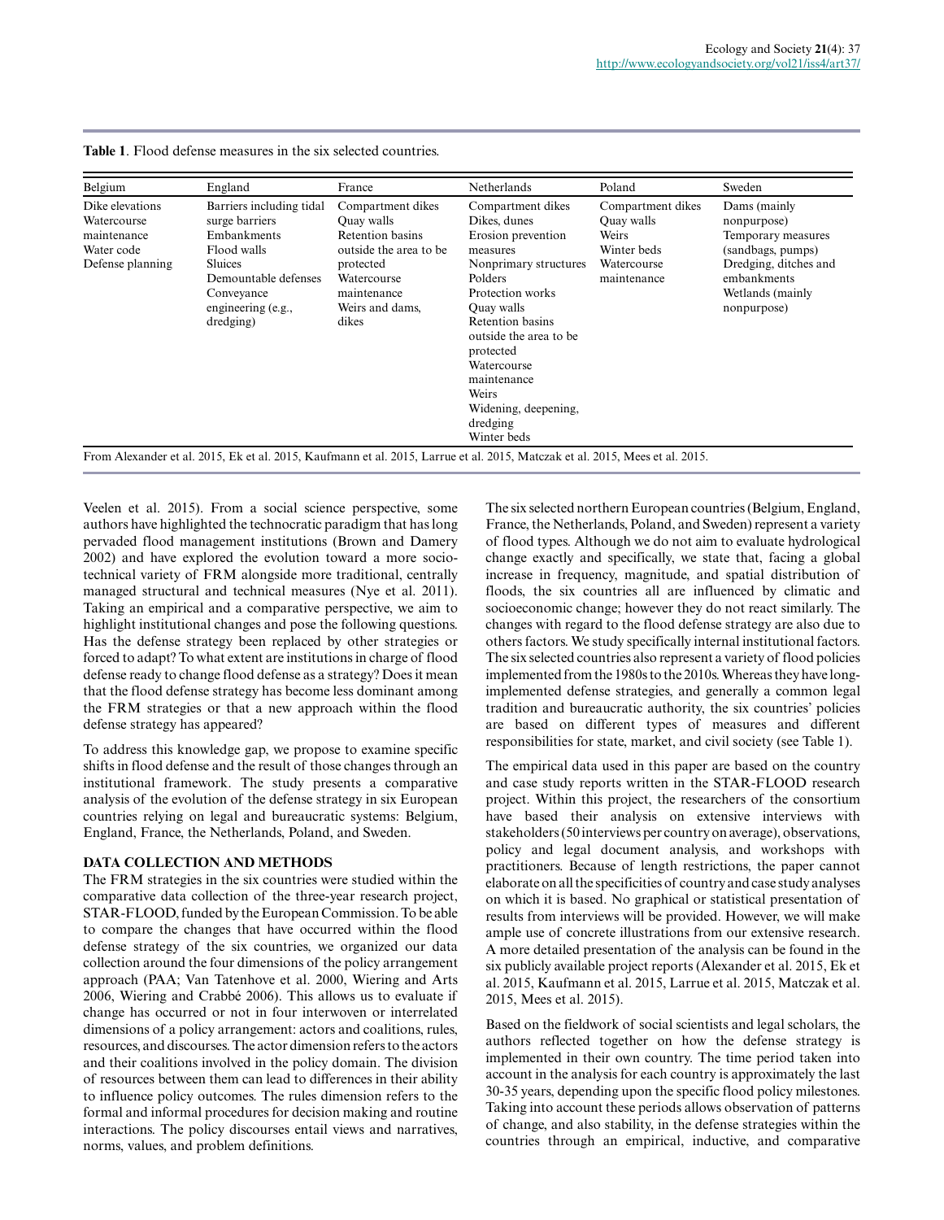**Table 1**. Flood defense measures in the six selected countries.

| Belgium | England | France | Netherlands | Poland | Sweden |
|---|---|---|---|---|---|
| Dike elevations<br>Watercourse maintenance<br>Water code<br>Defense planning | Barriers including tidal surge barriers<br>Embankments<br>Flood walls<br>Sluices<br>Demountable defenses<br>Conveyance engineering (e.g., dredging) | Compartment dikes<br>Quay walls<br>Retention basins outside the area to be protected<br>Watercourse maintenance<br>Weirs and dams, dikes | Compartment dikes<br>Dikes, dunes<br>Erosion prevention measures<br>Nonprimary structures<br>Polders<br>Protection works<br>Quay walls<br>Retention basins outside the area to be protected<br>Watercourse maintenance<br>Weirs<br>Widening, deepening, dredging<br>Winter beds | Compartment dikes<br>Quay walls<br>Weirs<br>Winter beds<br>Watercourse maintenance | Dams (mainly nonpurpose)<br>Temporary measures (sandbags, pumps)<br>Dredging, ditches and embankments<br>Wetlands (mainly nonpurpose) |

From Alexander et al. 2015, Ek et al. 2015, Kaufmann et al. 2015, Larrue et al. 2015, Matczak et al. 2015, Mees et al. 2015.

Veelen et al. 2015). From a social science perspective, some authors have highlighted the technocratic paradigm that has long pervaded flood management institutions (Brown and Damery 2002) and have explored the evolution toward a more socio-technical variety of FRM alongside more traditional, centrally managed structural and technical measures (Nye et al. 2011). Taking an empirical and a comparative perspective, we aim to highlight institutional changes and pose the following questions. Has the defense strategy been replaced by other strategies or forced to adapt? To what extent are institutions in charge of flood defense ready to change flood defense as a strategy? Does it mean that the flood defense strategy has become less dominant among the FRM strategies or that a new approach within the flood defense strategy has appeared?

To address this knowledge gap, we propose to examine specific shifts in flood defense and the result of those changes through an institutional framework. The study presents a comparative analysis of the evolution of the defense strategy in six European countries relying on legal and bureaucratic systems: Belgium, England, France, the Netherlands, Poland, and Sweden.

## DATA COLLECTION AND METHODS

The FRM strategies in the six countries were studied within the comparative data collection of the three-year research project, STAR-FLOOD, funded by the European Commission. To be able to compare the changes that have occurred within the flood defense strategy of the six countries, we organized our data collection around the four dimensions of the policy arrangement approach (PAA; Van Tatenhove et al. 2000, Wiering and Arts 2006, Wiering and Crabbé 2006). This allows us to evaluate if change has occurred or not in four interwoven or interrelated dimensions of a policy arrangement: actors and coalitions, rules, resources, and discourses. The actor dimension refers to the actors and their coalitions involved in the policy domain. The division of resources between them can lead to differences in their ability to influence policy outcomes. The rules dimension refers to the formal and informal procedures for decision making and routine interactions. The policy discourses entail views and narratives, norms, values, and problem definitions.

The six selected northern European countries (Belgium, England, France, the Netherlands, Poland, and Sweden) represent a variety of flood types. Although we do not aim to evaluate hydrological change exactly and specifically, we state that, facing a global increase in frequency, magnitude, and spatial distribution of floods, the six countries all are influenced by climatic and socioeconomic change; however they do not react similarly. The changes with regard to the flood defense strategy are also due to others factors. We study specifically internal institutional factors. The six selected countries also represent a variety of flood policies implemented from the 1980s to the 2010s. Whereas they have long-implemented defense strategies, and generally a common legal tradition and bureaucratic authority, the six countries' policies are based on different types of measures and different responsibilities for state, market, and civil society (see Table 1).

The empirical data used in this paper are based on the country and case study reports written in the STAR-FLOOD research project. Within this project, the researchers of the consortium have based their analysis on extensive interviews with stakeholders (50 interviews per country on average), observations, policy and legal document analysis, and workshops with practitioners. Because of length restrictions, the paper cannot elaborate on all the specificities of country and case study analyses on which it is based. No graphical or statistical presentation of results from interviews will be provided. However, we will make ample use of concrete illustrations from our extensive research. A more detailed presentation of the analysis can be found in the six publicly available project reports (Alexander et al. 2015, Ek et al. 2015, Kaufmann et al. 2015, Larrue et al. 2015, Matczak et al. 2015, Mees et al. 2015).

Based on the fieldwork of social scientists and legal scholars, the authors reflected together on how the defense strategy is implemented in their own country. The time period taken into account in the analysis for each country is approximately the last 30-35 years, depending upon the specific flood policy milestones. Taking into account these periods allows observation of patterns of change, and also stability, in the defense strategies within the countries through an empirical, inductive, and comparative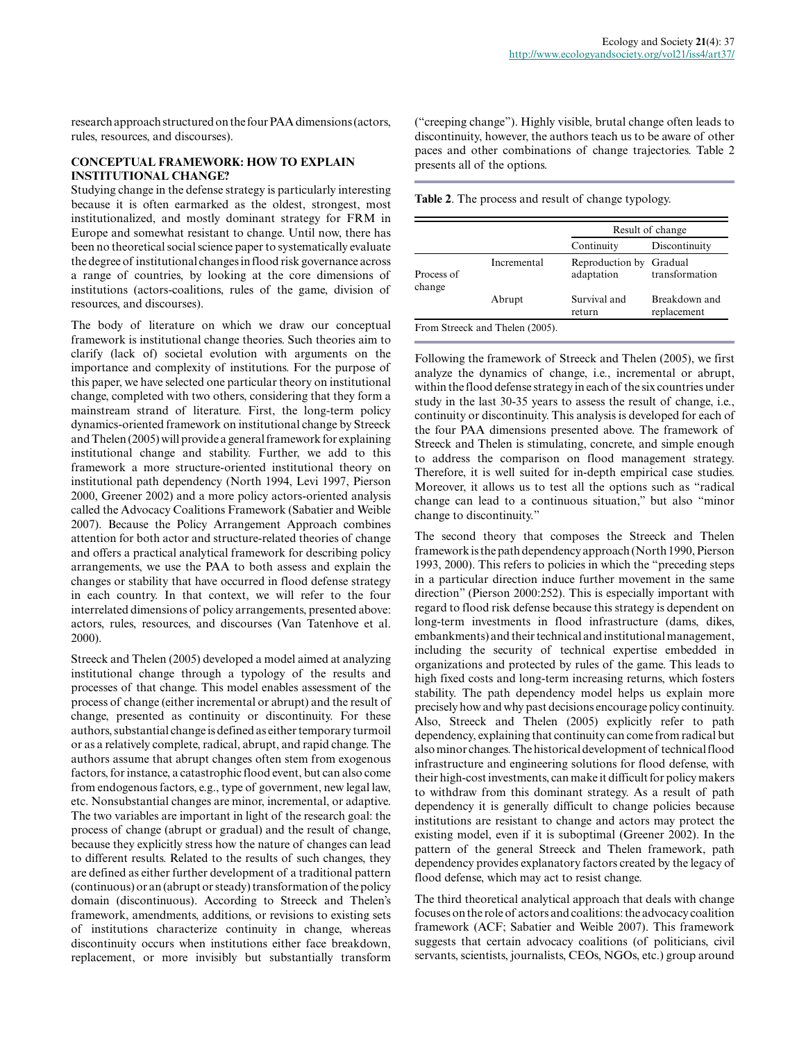research approach structured on the four PAA dimensions (actors, rules, resources, and discourses).

## CONCEPTUAL FRAMEWORK: HOW TO EXPLAIN INSTITUTIONAL CHANGE?

Studying change in the defense strategy is particularly interesting because it is often earmarked as the oldest, strongest, most institutionalized, and mostly dominant strategy for FRM in Europe and somewhat resistant to change. Until now, there has been no theoretical social science paper to systematically evaluate the degree of institutional changes in flood risk governance across a range of countries, by looking at the core dimensions of institutions (actors-coalitions, rules of the game, division of resources, and discourses).

The body of literature on which we draw our conceptual framework is institutional change theories. Such theories aim to clarify (lack of) societal evolution with arguments on the importance and complexity of institutions. For the purpose of this paper, we have selected one particular theory on institutional change, completed with two others, considering that they form a mainstream strand of literature. First, the long-term policy dynamics-oriented framework on institutional change by Streeck and Thelen (2005) will provide a general framework for explaining institutional change and stability. Further, we add to this framework a more structure-oriented institutional theory on institutional path dependency (North 1994, Levi 1997, Pierson 2000, Greener 2002) and a more policy actors-oriented analysis called the Advocacy Coalitions Framework (Sabatier and Weible 2007). Because the Policy Arrangement Approach combines attention for both actor and structure-related theories of change and offers a practical analytical framework for describing policy arrangements, we use the PAA to both assess and explain the changes or stability that have occurred in flood defense strategy in each country. In that context, we will refer to the four interrelated dimensions of policy arrangements, presented above: actors, rules, resources, and discourses (Van Tatenhove et al. 2000).

Streeck and Thelen (2005) developed a model aimed at analyzing institutional change through a typology of the results and processes of that change. This model enables assessment of the process of change (either incremental or abrupt) and the result of change, presented as continuity or discontinuity. For these authors, substantial change is defined as either temporary turmoil or as a relatively complete, radical, abrupt, and rapid change. The authors assume that abrupt changes often stem from exogenous factors, for instance, a catastrophic flood event, but can also come from endogenous factors, e.g., type of government, new legal law, etc. Nonsubstantial changes are minor, incremental, or adaptive. The two variables are important in light of the research goal: the process of change (abrupt or gradual) and the result of change, because they explicitly stress how the nature of changes can lead to different results. Related to the results of such changes, they are defined as either further development of a traditional pattern (continuous) or an (abrupt or steady) transformation of the policy domain (discontinuous). According to Streeck and Thelen's framework, amendments, additions, or revisions to existing sets of institutions characterize continuity in change, whereas discontinuity occurs when institutions either face breakdown, replacement, or more invisibly but substantially transform ("creeping change"). Highly visible, brutal change often leads to discontinuity, however, the authors teach us to be aware of other paces and other combinations of change trajectories. Table 2 presents all of the options.

**Table 2**. The process and result of change typology.

| | | Result of change | |
|---|---|---|---|
| | | Continuity | Discontinuity |
| Process of change | Incremental | Reproduction by adaptation | Gradual transformation |
| | Abrupt | Survival and return | Breakdown and replacement |

From Streeck and Thelen (2005).

Following the framework of Streeck and Thelen (2005), we first analyze the dynamics of change, i.e., incremental or abrupt, within the flood defense strategy in each of the six countries under study in the last 30-35 years to assess the result of change, i.e., continuity or discontinuity. This analysis is developed for each of the four PAA dimensions presented above. The framework of Streeck and Thelen is stimulating, concrete, and simple enough to address the comparison on flood management strategy. Therefore, it is well suited for in-depth empirical case studies. Moreover, it allows us to test all the options such as "radical change can lead to a continuous situation," but also "minor change to discontinuity."

The second theory that composes the Streeck and Thelen framework is the path dependency approach (North 1990, Pierson 1993, 2000). This refers to policies in which the "preceding steps in a particular direction induce further movement in the same direction" (Pierson 2000:252). This is especially important with regard to flood risk defense because this strategy is dependent on long-term investments in flood infrastructure (dams, dikes, embankments) and their technical and institutional management, including the security of technical expertise embedded in organizations and protected by rules of the game. This leads to high fixed costs and long-term increasing returns, which fosters stability. The path dependency model helps us explain more precisely how and why past decisions encourage policy continuity. Also, Streeck and Thelen (2005) explicitly refer to path dependency, explaining that continuity can come from radical but also minor changes. The historical development of technical flood infrastructure and engineering solutions for flood defense, with their high-cost investments, can make it difficult for policy makers to withdraw from this dominant strategy. As a result of path dependency it is generally difficult to change policies because institutions are resistant to change and actors may protect the existing model, even if it is suboptimal (Greener 2002). In the pattern of the general Streeck and Thelen framework, path dependency provides explanatory factors created by the legacy of flood defense, which may act to resist change.

The third theoretical analytical approach that deals with change focuses on the role of actors and coalitions: the advocacy coalition framework (ACF; Sabatier and Weible 2007). This framework suggests that certain advocacy coalitions (of politicians, civil servants, scientists, journalists, CEOs, NGOs, etc.) group around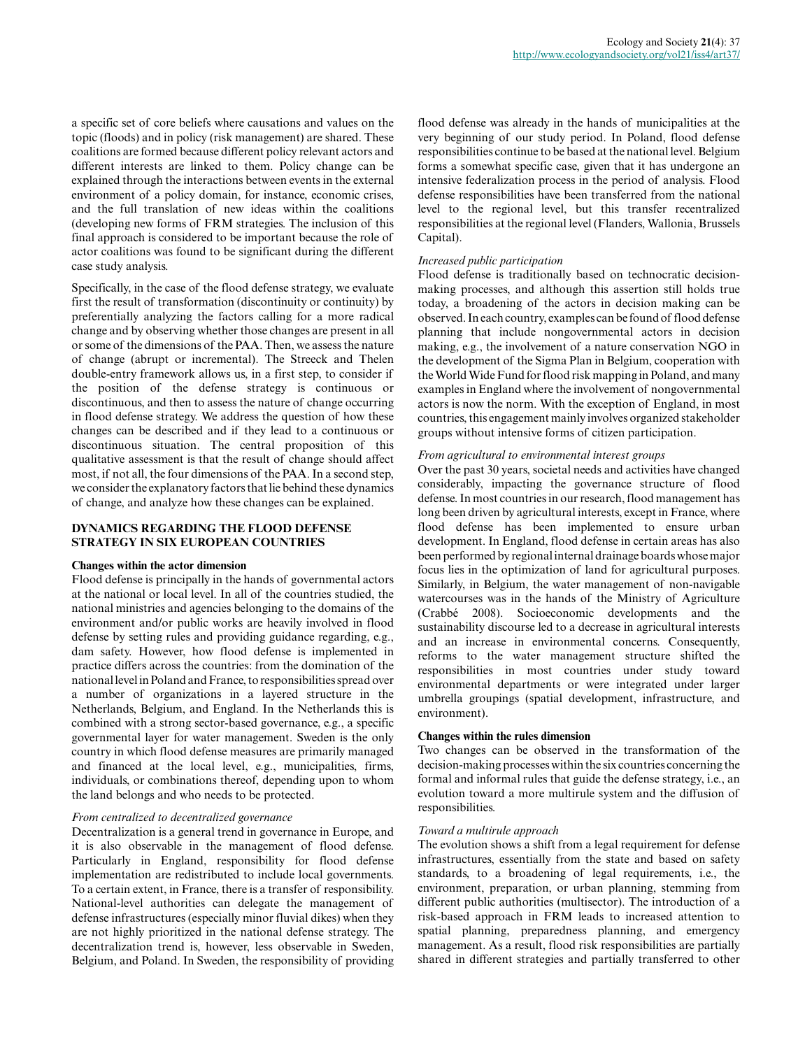a specific set of core beliefs where causations and values on the topic (floods) and in policy (risk management) are shared. These coalitions are formed because different policy relevant actors and different interests are linked to them. Policy change can be explained through the interactions between events in the external environment of a policy domain, for instance, economic crises, and the full translation of new ideas within the coalitions (developing new forms of FRM strategies. The inclusion of this final approach is considered to be important because the role of actor coalitions was found to be significant during the different case study analysis.

Specifically, in the case of the flood defense strategy, we evaluate first the result of transformation (discontinuity or continuity) by preferentially analyzing the factors calling for a more radical change and by observing whether those changes are present in all or some of the dimensions of the PAA. Then, we assess the nature of change (abrupt or incremental). The Streeck and Thelen double-entry framework allows us, in a first step, to consider if the position of the defense strategy is continuous or discontinuous, and then to assess the nature of change occurring in flood defense strategy. We address the question of how these changes can be described and if they lead to a continuous or discontinuous situation. The central proposition of this qualitative assessment is that the result of change should affect most, if not all, the four dimensions of the PAA. In a second step, we consider the explanatory factors that lie behind these dynamics of change, and analyze how these changes can be explained.

## DYNAMICS REGARDING THE FLOOD DEFENSE STRATEGY IN SIX EUROPEAN COUNTRIES

### Changes within the actor dimension

Flood defense is principally in the hands of governmental actors at the national or local level. In all of the countries studied, the national ministries and agencies belonging to the domains of the environment and/or public works are heavily involved in flood defense by setting rules and providing guidance regarding, e.g., dam safety. However, how flood defense is implemented in practice differs across the countries: from the domination of the national level in Poland and France, to responsibilities spread over a number of organizations in a layered structure in the Netherlands, Belgium, and England. In the Netherlands this is combined with a strong sector-based governance, e.g., a specific governmental layer for water management. Sweden is the only country in which flood defense measures are primarily managed and financed at the local level, e.g., municipalities, firms, individuals, or combinations thereof, depending upon to whom the land belongs and who needs to be protected.

#### *From centralized to decentralized governance*

Decentralization is a general trend in governance in Europe, and it is also observable in the management of flood defense. Particularly in England, responsibility for flood defense implementation are redistributed to include local governments. To a certain extent, in France, there is a transfer of responsibility. National-level authorities can delegate the management of defense infrastructures (especially minor fluvial dikes) when they are not highly prioritized in the national defense strategy. The decentralization trend is, however, less observable in Sweden, Belgium, and Poland. In Sweden, the responsibility of providing flood defense was already in the hands of municipalities at the very beginning of our study period. In Poland, flood defense responsibilities continue to be based at the national level. Belgium forms a somewhat specific case, given that it has undergone an intensive federalization process in the period of analysis. Flood defense responsibilities have been transferred from the national level to the regional level, but this transfer recentralized responsibilities at the regional level (Flanders, Wallonia, Brussels Capital).

#### *Increased public participation*

Flood defense is traditionally based on technocratic decision-making processes, and although this assertion still holds true today, a broadening of the actors in decision making can be observed. In each country, examples can be found of flood defense planning that include nongovernmental actors in decision making, e.g., the involvement of a nature conservation NGO in the development of the Sigma Plan in Belgium, cooperation with the World Wide Fund for flood risk mapping in Poland, and many examples in England where the involvement of nongovernmental actors is now the norm. With the exception of England, in most countries, this engagement mainly involves organized stakeholder groups without intensive forms of citizen participation.

#### *From agricultural to environmental interest groups*

Over the past 30 years, societal needs and activities have changed considerably, impacting the governance structure of flood defense. In most countries in our research, flood management has long been driven by agricultural interests, except in France, where flood defense has been implemented to ensure urban development. In England, flood defense in certain areas has also been performed by regional internal drainage boards whose major focus lies in the optimization of land for agricultural purposes. Similarly, in Belgium, the water management of non-navigable watercourses was in the hands of the Ministry of Agriculture (Crabbé 2008). Socioeconomic developments and the sustainability discourse led to a decrease in agricultural interests and an increase in environmental concerns. Consequently, reforms to the water management structure shifted the responsibilities in most countries under study toward environmental departments or were integrated under larger umbrella groupings (spatial development, infrastructure, and environment).

### Changes within the rules dimension

Two changes can be observed in the transformation of the decision-making processes within the six countries concerning the formal and informal rules that guide the defense strategy, i.e., an evolution toward a more multirule system and the diffusion of responsibilities.

#### *Toward a multirule approach*

The evolution shows a shift from a legal requirement for defense infrastructures, essentially from the state and based on safety standards, to a broadening of legal requirements, i.e., the environment, preparation, or urban planning, stemming from different public authorities (multisector). The introduction of a risk-based approach in FRM leads to increased attention to spatial planning, preparedness planning, and emergency management. As a result, flood risk responsibilities are partially shared in different strategies and partially transferred to other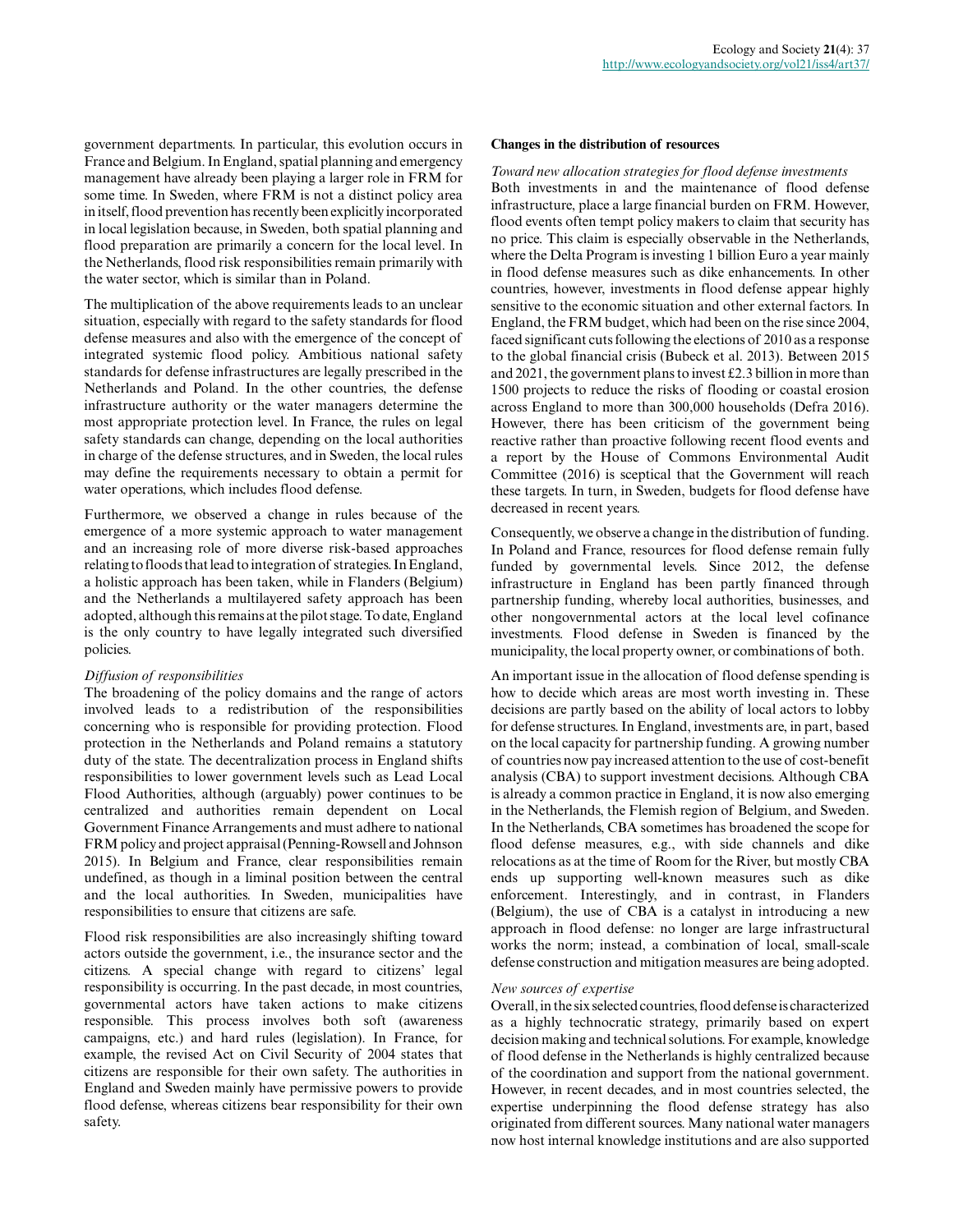government departments. In particular, this evolution occurs in France and Belgium. In England, spatial planning and emergency management have already been playing a larger role in FRM for some time. In Sweden, where FRM is not a distinct policy area in itself, flood prevention has recently been explicitly incorporated in local legislation because, in Sweden, both spatial planning and flood preparation are primarily a concern for the local level. In the Netherlands, flood risk responsibilities remain primarily with the water sector, which is similar than in Poland.

The multiplication of the above requirements leads to an unclear situation, especially with regard to the safety standards for flood defense measures and also with the emergence of the concept of integrated systemic flood policy. Ambitious national safety standards for defense infrastructures are legally prescribed in the Netherlands and Poland. In the other countries, the defense infrastructure authority or the water managers determine the most appropriate protection level. In France, the rules on legal safety standards can change, depending on the local authorities in charge of the defense structures, and in Sweden, the local rules may define the requirements necessary to obtain a permit for water operations, which includes flood defense.

Furthermore, we observed a change in rules because of the emergence of a more systemic approach to water management and an increasing role of more diverse risk-based approaches relating to floods that lead to integration of strategies. In England, a holistic approach has been taken, while in Flanders (Belgium) and the Netherlands a multilayered safety approach has been adopted, although this remains at the pilot stage. To date, England is the only country to have legally integrated such diversified policies.

*Diffusion of responsibilities*

The broadening of the policy domains and the range of actors involved leads to a redistribution of the responsibilities concerning who is responsible for providing protection. Flood protection in the Netherlands and Poland remains a statutory duty of the state. The decentralization process in England shifts responsibilities to lower government levels such as Lead Local Flood Authorities, although (arguably) power continues to be centralized and authorities remain dependent on Local Government Finance Arrangements and must adhere to national FRM policy and project appraisal (Penning-Rowsell and Johnson 2015). In Belgium and France, clear responsibilities remain undefined, as though in a liminal position between the central and the local authorities. In Sweden, municipalities have responsibilities to ensure that citizens are safe.

Flood risk responsibilities are also increasingly shifting toward actors outside the government, i.e., the insurance sector and the citizens. A special change with regard to citizens' legal responsibility is occurring. In the past decade, in most countries, governmental actors have taken actions to make citizens responsible. This process involves both soft (awareness campaigns, etc.) and hard rules (legislation). In France, for example, the revised Act on Civil Security of 2004 states that citizens are responsible for their own safety. The authorities in England and Sweden mainly have permissive powers to provide flood defense, whereas citizens bear responsibility for their own safety.

**Changes in the distribution of resources**

*Toward new allocation strategies for flood defense investments*

Both investments in and the maintenance of flood defense infrastructure, place a large financial burden on FRM. However, flood events often tempt policy makers to claim that security has no price. This claim is especially observable in the Netherlands, where the Delta Program is investing 1 billion Euro a year mainly in flood defense measures such as dike enhancements. In other countries, however, investments in flood defense appear highly sensitive to the economic situation and other external factors. In England, the FRM budget, which had been on the rise since 2004, faced significant cuts following the elections of 2010 as a response to the global financial crisis (Bubeck et al. 2013). Between 2015 and 2021, the government plans to invest £2.3 billion in more than 1500 projects to reduce the risks of flooding or coastal erosion across England to more than 300,000 households (Defra 2016). However, there has been criticism of the government being reactive rather than proactive following recent flood events and a report by the House of Commons Environmental Audit Committee (2016) is sceptical that the Government will reach these targets. In turn, in Sweden, budgets for flood defense have decreased in recent years.

Consequently, we observe a change in the distribution of funding. In Poland and France, resources for flood defense remain fully funded by governmental levels. Since 2012, the defense infrastructure in England has been partly financed through partnership funding, whereby local authorities, businesses, and other nongovernmental actors at the local level cofinance investments. Flood defense in Sweden is financed by the municipality, the local property owner, or combinations of both.

An important issue in the allocation of flood defense spending is how to decide which areas are most worth investing in. These decisions are partly based on the ability of local actors to lobby for defense structures. In England, investments are, in part, based on the local capacity for partnership funding. A growing number of countries now pay increased attention to the use of cost-benefit analysis (CBA) to support investment decisions. Although CBA is already a common practice in England, it is now also emerging in the Netherlands, the Flemish region of Belgium, and Sweden. In the Netherlands, CBA sometimes has broadened the scope for flood defense measures, e.g., with side channels and dike relocations as at the time of Room for the River, but mostly CBA ends up supporting well-known measures such as dike enforcement. Interestingly, and in contrast, in Flanders (Belgium), the use of CBA is a catalyst in introducing a new approach in flood defense: no longer are large infrastructural works the norm; instead, a combination of local, small-scale defense construction and mitigation measures are being adopted.

*New sources of expertise*

Overall, in the six selected countries, flood defense is characterized as a highly technocratic strategy, primarily based on expert decision making and technical solutions. For example, knowledge of flood defense in the Netherlands is highly centralized because of the coordination and support from the national government. However, in recent decades, and in most countries selected, the expertise underpinning the flood defense strategy has also originated from different sources. Many national water managers now host internal knowledge institutions and are also supported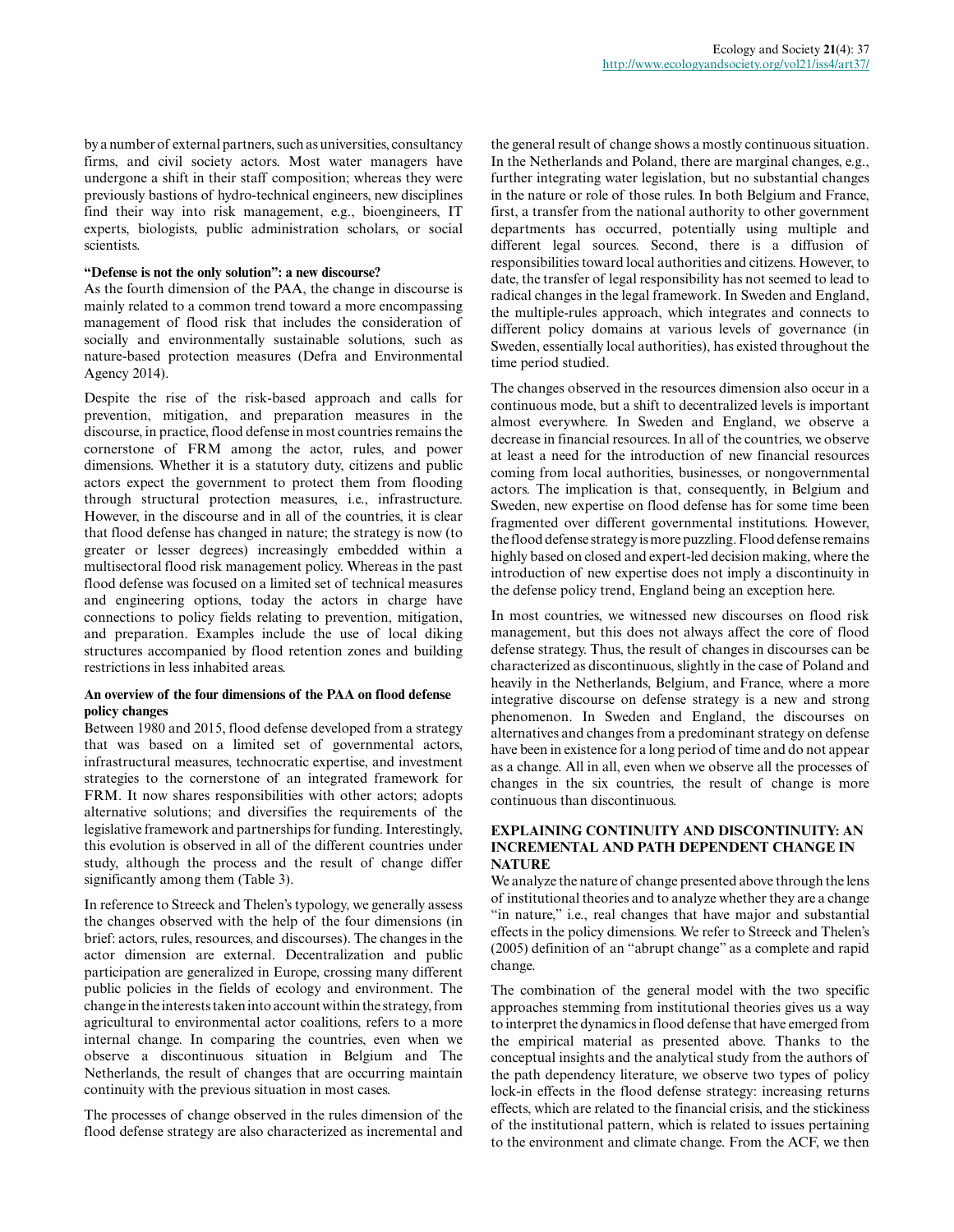by a number of external partners, such as universities, consultancy firms, and civil society actors. Most water managers have undergone a shift in their staff composition; whereas they were previously bastions of hydro-technical engineers, new disciplines find their way into risk management, e.g., bioengineers, IT experts, biologists, public administration scholars, or social scientists.

### "Defense is not the only solution": a new discourse?

As the fourth dimension of the PAA, the change in discourse is mainly related to a common trend toward a more encompassing management of flood risk that includes the consideration of socially and environmentally sustainable solutions, such as nature-based protection measures (Defra and Environmental Agency 2014).

Despite the rise of the risk-based approach and calls for prevention, mitigation, and preparation measures in the discourse, in practice, flood defense in most countries remains the cornerstone of FRM among the actor, rules, and power dimensions. Whether it is a statutory duty, citizens and public actors expect the government to protect them from flooding through structural protection measures, i.e., infrastructure. However, in the discourse and in all of the countries, it is clear that flood defense has changed in nature; the strategy is now (to greater or lesser degrees) increasingly embedded within a multisectoral flood risk management policy. Whereas in the past flood defense was focused on a limited set of technical measures and engineering options, today the actors in charge have connections to policy fields relating to prevention, mitigation, and preparation. Examples include the use of local diking structures accompanied by flood retention zones and building restrictions in less inhabited areas.

### An overview of the four dimensions of the PAA on flood defense policy changes

Between 1980 and 2015, flood defense developed from a strategy that was based on a limited set of governmental actors, infrastructural measures, technocratic expertise, and investment strategies to the cornerstone of an integrated framework for FRM. It now shares responsibilities with other actors; adopts alternative solutions; and diversifies the requirements of the legislative framework and partnerships for funding. Interestingly, this evolution is observed in all of the different countries under study, although the process and the result of change differ significantly among them (Table 3).

In reference to Streeck and Thelen's typology, we generally assess the changes observed with the help of the four dimensions (in brief: actors, rules, resources, and discourses). The changes in the actor dimension are external. Decentralization and public participation are generalized in Europe, crossing many different public policies in the fields of ecology and environment. The change in the interests taken into account within the strategy, from agricultural to environmental actor coalitions, refers to a more internal change. In comparing the countries, even when we observe a discontinuous situation in Belgium and The Netherlands, the result of changes that are occurring maintain continuity with the previous situation in most cases.

The processes of change observed in the rules dimension of the flood defense strategy are also characterized as incremental and the general result of change shows a mostly continuous situation. In the Netherlands and Poland, there are marginal changes, e.g., further integrating water legislation, but no substantial changes in the nature or role of those rules. In both Belgium and France, first, a transfer from the national authority to other government departments has occurred, potentially using multiple and different legal sources. Second, there is a diffusion of responsibilities toward local authorities and citizens. However, to date, the transfer of legal responsibility has not seemed to lead to radical changes in the legal framework. In Sweden and England, the multiple-rules approach, which integrates and connects to different policy domains at various levels of governance (in Sweden, essentially local authorities), has existed throughout the time period studied.

The changes observed in the resources dimension also occur in a continuous mode, but a shift to decentralized levels is important almost everywhere. In Sweden and England, we observe a decrease in financial resources. In all of the countries, we observe at least a need for the introduction of new financial resources coming from local authorities, businesses, or nongovernmental actors. The implication is that, consequently, in Belgium and Sweden, new expertise on flood defense has for some time been fragmented over different governmental institutions. However, the flood defense strategy is more puzzling. Flood defense remains highly based on closed and expert-led decision making, where the introduction of new expertise does not imply a discontinuity in the defense policy trend, England being an exception here.

In most countries, we witnessed new discourses on flood risk management, but this does not always affect the core of flood defense strategy. Thus, the result of changes in discourses can be characterized as discontinuous, slightly in the case of Poland and heavily in the Netherlands, Belgium, and France, where a more integrative discourse on defense strategy is a new and strong phenomenon. In Sweden and England, the discourses on alternatives and changes from a predominant strategy on defense have been in existence for a long period of time and do not appear as a change. All in all, even when we observe all the processes of changes in the six countries, the result of change is more continuous than discontinuous.

## EXPLAINING CONTINUITY AND DISCONTINUITY: AN INCREMENTAL AND PATH DEPENDENT CHANGE IN NATURE

We analyze the nature of change presented above through the lens of institutional theories and to analyze whether they are a change "in nature," i.e., real changes that have major and substantial effects in the policy dimensions. We refer to Streeck and Thelen's (2005) definition of an "abrupt change" as a complete and rapid change.

The combination of the general model with the two specific approaches stemming from institutional theories gives us a way to interpret the dynamics in flood defense that have emerged from the empirical material as presented above. Thanks to the conceptual insights and the analytical study from the authors of the path dependency literature, we observe two types of policy lock-in effects in the flood defense strategy: increasing returns effects, which are related to the financial crisis, and the stickiness of the institutional pattern, which is related to issues pertaining to the environment and climate change. From the ACF, we then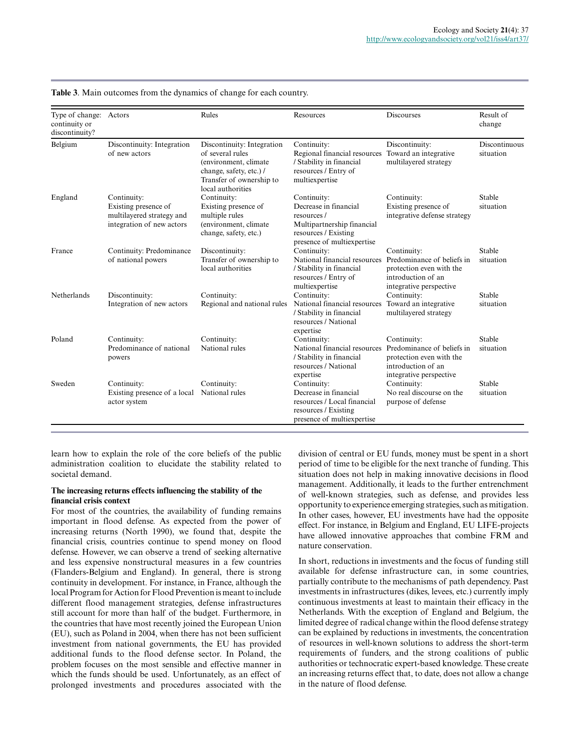**Table 3**. Main outcomes from the dynamics of change for each country.

| Type of change: continuity or discontinuity? | Actors | Rules | Resources | Discourses | Result of change |
|---|---|---|---|---|---|
| Belgium | Discontinuity: Integration of new actors | Discontinuity: Integration of several rules (environment, climate change, safety, etc.) / Transfer of ownership to local authorities | Continuity: Regional financial resources / Stability in financial resources / Entry of multiexpertise | Discontinuity: Toward an integrative multilayered strategy | Discontinuous situation |
| England | Continuity: Existing presence of multilayered strategy and integration of new actors | Continuity: Existing presence of multiple rules (environment, climate change, safety, etc.) | Continuity: Decrease in financial resources / Multipartnership financial resources / Existing presence of multiexpertise | Continuity: Existing presence of integrative defense strategy | Stable situation |
| France | Continuity: Predominance of national powers | Discontinuity: Transfer of ownership to local authorities | Continuity: National financial resources / Stability in financial resources / Entry of multiexpertise | Continuity: Predominance of beliefs in protection even with the introduction of an integrative perspective | Stable situation |
| Netherlands | Discontinuity: Integration of new actors | Continuity: Regional and national rules | Continuity: National financial resources / Stability in financial resources / National expertise | Continuity: Toward an integrative multilayered strategy | Stable situation |
| Poland | Continuity: Predominance of national powers | Continuity: National rules | Continuity: National financial resources / Stability in financial resources / National expertise | Continuity: Predominance of beliefs in protection even with the introduction of an integrative perspective | Stable situation |
| Sweden | Continuity: Existing presence of a local actor system | Continuity: National rules | Continuity: Decrease in financial resources / Local financial resources / Existing presence of multiexpertise | Continuity: No real discourse on the purpose of defense | Stable situation |

learn how to explain the role of the core beliefs of the public administration coalition to elucidate the stability related to societal demand.

### The increasing returns effects influencing the stability of the financial crisis context

For most of the countries, the availability of funding remains important in flood defense. As expected from the power of increasing returns (North 1990), we found that, despite the financial crisis, countries continue to spend money on flood defense. However, we can observe a trend of seeking alternative and less expensive nonstructural measures in a few countries (Flanders-Belgium and England). In general, there is strong continuity in development. For instance, in France, although the local Program for Action for Flood Prevention is meant to include different flood management strategies, defense infrastructures still account for more than half of the budget. Furthermore, in the countries that have most recently joined the European Union (EU), such as Poland in 2004, when there has not been sufficient investment from national governments, the EU has provided additional funds to the flood defense sector. In Poland, the problem focuses on the most sensible and effective manner in which the funds should be used. Unfortunately, as an effect of prolonged investments and procedures associated with the division of central or EU funds, money must be spent in a short period of time to be eligible for the next tranche of funding. This situation does not help in making innovative decisions in flood management. Additionally, it leads to the further entrenchment of well-known strategies, such as defense, and provides less opportunity to experience emerging strategies, such as mitigation. In other cases, however, EU investments have had the opposite effect. For instance, in Belgium and England, EU LIFE-projects have allowed innovative approaches that combine FRM and nature conservation.

In short, reductions in investments and the focus of funding still available for defense infrastructure can, in some countries, partially contribute to the mechanisms of path dependency. Past investments in infrastructures (dikes, levees, etc.) currently imply continuous investments at least to maintain their efficacy in the Netherlands. With the exception of England and Belgium, the limited degree of radical change within the flood defense strategy can be explained by reductions in investments, the concentration of resources in well-known solutions to address the short-term requirements of funders, and the strong coalitions of public authorities or technocratic expert-based knowledge. These create an increasing returns effect that, to date, does not allow a change in the nature of flood defense.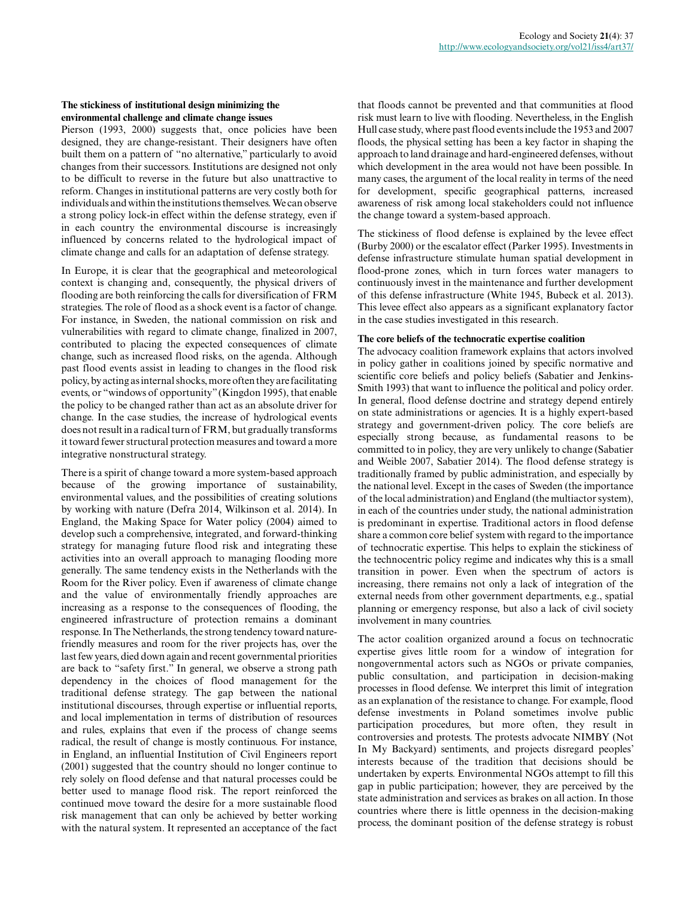**The stickiness of institutional design minimizing the environmental challenge and climate change issues**

Pierson (1993, 2000) suggests that, once policies have been designed, they are change-resistant. Their designers have often built them on a pattern of "no alternative," particularly to avoid changes from their successors. Institutions are designed not only to be difficult to reverse in the future but also unattractive to reform. Changes in institutional patterns are very costly both for individuals and within the institutions themselves. We can observe a strong policy lock-in effect within the defense strategy, even if in each country the environmental discourse is increasingly influenced by concerns related to the hydrological impact of climate change and calls for an adaptation of defense strategy.

In Europe, it is clear that the geographical and meteorological context is changing and, consequently, the physical drivers of flooding are both reinforcing the calls for diversification of FRM strategies. The role of flood as a shock event is a factor of change. For instance, in Sweden, the national commission on risk and vulnerabilities with regard to climate change, finalized in 2007, contributed to placing the expected consequences of climate change, such as increased flood risks, on the agenda. Although past flood events assist in leading to changes in the flood risk policy, by acting as internal shocks, more often they are facilitating events, or "windows of opportunity" (Kingdon 1995), that enable the policy to be changed rather than act as an absolute driver for change. In the case studies, the increase of hydrological events does not result in a radical turn of FRM, but gradually transforms it toward fewer structural protection measures and toward a more integrative nonstructural strategy.

There is a spirit of change toward a more system-based approach because of the growing importance of sustainability, environmental values, and the possibilities of creating solutions by working with nature (Defra 2014, Wilkinson et al. 2014). In England, the Making Space for Water policy (2004) aimed to develop such a comprehensive, integrated, and forward-thinking strategy for managing future flood risk and integrating these activities into an overall approach to managing flooding more generally. The same tendency exists in the Netherlands with the Room for the River policy. Even if awareness of climate change and the value of environmentally friendly approaches are increasing as a response to the consequences of flooding, the engineered infrastructure of protection remains a dominant response. In The Netherlands, the strong tendency toward nature-friendly measures and room for the river projects has, over the last few years, died down again and recent governmental priorities are back to "safety first." In general, we observe a strong path dependency in the choices of flood management for the traditional defense strategy. The gap between the national institutional discourses, through expertise or influential reports, and local implementation in terms of distribution of resources and rules, explains that even if the process of change seems radical, the result of change is mostly continuous. For instance, in England, an influential Institution of Civil Engineers report (2001) suggested that the country should no longer continue to rely solely on flood defense and that natural processes could be better used to manage flood risk. The report reinforced the continued move toward the desire for a more sustainable flood risk management that can only be achieved by better working with the natural system. It represented an acceptance of the fact that floods cannot be prevented and that communities at flood risk must learn to live with flooding. Nevertheless, in the English Hull case study, where past flood events include the 1953 and 2007 floods, the physical setting has been a key factor in shaping the approach to land drainage and hard-engineered defenses, without which development in the area would not have been possible. In many cases, the argument of the local reality in terms of the need for development, specific geographical patterns, increased awareness of risk among local stakeholders could not influence the change toward a system-based approach.

The stickiness of flood defense is explained by the levee effect (Burby 2000) or the escalator effect (Parker 1995). Investments in defense infrastructure stimulate human spatial development in flood-prone zones, which in turn forces water managers to continuously invest in the maintenance and further development of this defense infrastructure (White 1945, Bubeck et al. 2013). This levee effect also appears as a significant explanatory factor in the case studies investigated in this research.

**The core beliefs of the technocratic expertise coalition**

The advocacy coalition framework explains that actors involved in policy gather in coalitions joined by specific normative and scientific core beliefs and policy beliefs (Sabatier and Jenkins-Smith 1993) that want to influence the political and policy order. In general, flood defense doctrine and strategy depend entirely on state administrations or agencies. It is a highly expert-based strategy and government-driven policy. The core beliefs are especially strong because, as fundamental reasons to be committed to in policy, they are very unlikely to change (Sabatier and Weible 2007, Sabatier 2014). The flood defense strategy is traditionally framed by public administration, and especially by the national level. Except in the cases of Sweden (the importance of the local administration) and England (the multiactor system), in each of the countries under study, the national administration is predominant in expertise. Traditional actors in flood defense share a common core belief system with regard to the importance of technocratic expertise. This helps to explain the stickiness of the technocentric policy regime and indicates why this is a small transition in power. Even when the spectrum of actors is increasing, there remains not only a lack of integration of the external needs from other government departments, e.g., spatial planning or emergency response, but also a lack of civil society involvement in many countries.

The actor coalition organized around a focus on technocratic expertise gives little room for a window of integration for nongovernmental actors such as NGOs or private companies, public consultation, and participation in decision-making processes in flood defense. We interpret this limit of integration as an explanation of the resistance to change. For example, flood defense investments in Poland sometimes involve public participation procedures, but more often, they result in controversies and protests. The protests advocate NIMBY (Not In My Backyard) sentiments, and projects disregard peoples' interests because of the tradition that decisions should be undertaken by experts. Environmental NGOs attempt to fill this gap in public participation; however, they are perceived by the state administration and services as brakes on all action. In those countries where there is little openness in the decision-making process, the dominant position of the defense strategy is robust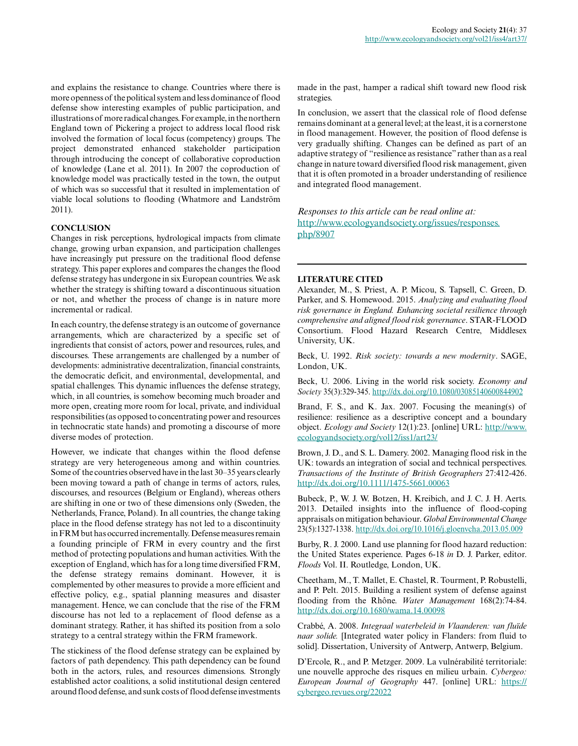and explains the resistance to change. Countries where there is more openness of the political system and less dominance of flood defense show interesting examples of public participation, and illustrations of more radical changes. For example, in the northern England town of Pickering a project to address local flood risk involved the formation of local focus (competency) groups. The project demonstrated enhanced stakeholder participation through introducing the concept of collaborative coproduction of knowledge (Lane et al. 2011). In 2007 the coproduction of knowledge model was practically tested in the town, the output of which was so successful that it resulted in implementation of viable local solutions to flooding (Whatmore and Landström 2011).

## CONCLUSION

Changes in risk perceptions, hydrological impacts from climate change, growing urban expansion, and participation challenges have increasingly put pressure on the traditional flood defense strategy. This paper explores and compares the changes the flood defense strategy has undergone in six European countries. We ask whether the strategy is shifting toward a discontinuous situation or not, and whether the process of change is in nature more incremental or radical.

In each country, the defense strategy is an outcome of governance arrangements, which are characterized by a specific set of ingredients that consist of actors, power and resources, rules, and discourses. These arrangements are challenged by a number of developments: administrative decentralization, financial constraints, the democratic deficit, and environmental, developmental, and spatial challenges. This dynamic influences the defense strategy, which, in all countries, is somehow becoming much broader and more open, creating more room for local, private, and individual responsibilities (as opposed to concentrating power and resources in technocratic state hands) and promoting a discourse of more diverse modes of protection.

However, we indicate that changes within the flood defense strategy are very heterogeneous among and within countries. Some of the countries observed have in the last 30–35 years clearly been moving toward a path of change in terms of actors, rules, discourses, and resources (Belgium or England), whereas others are shifting in one or two of these dimensions only (Sweden, the Netherlands, France, Poland). In all countries, the change taking place in the flood defense strategy has not led to a discontinuity in FRM but has occurred incrementally. Defense measures remain a founding principle of FRM in every country and the first method of protecting populations and human activities. With the exception of England, which has for a long time diversified FRM, the defense strategy remains dominant. However, it is complemented by other measures to provide a more efficient and effective policy, e.g., spatial planning measures and disaster management. Hence, we can conclude that the rise of the FRM discourse has not led to a replacement of flood defense as a dominant strategy. Rather, it has shifted its position from a solo strategy to a central strategy within the FRM framework.

The stickiness of the flood defense strategy can be explained by factors of path dependency. This path dependency can be found both in the actors, rules, and resources dimensions. Strongly established actor coalitions, a solid institutional design centered around flood defense, and sunk costs of flood defense investments made in the past, hamper a radical shift toward new flood risk strategies.

In conclusion, we assert that the classical role of flood defense remains dominant at a general level; at the least, it is a cornerstone in flood management. However, the position of flood defense is very gradually shifting. Changes can be defined as part of an adaptive strategy of "resilience as resistance" rather than as a real change in nature toward diversified flood risk management, given that it is often promoted in a broader understanding of resilience and integrated flood management.

*Responses to this article can be read online at:*
http://www.ecologyandsociety.org/issues/responses.php/8907

## LITERATURE CITED

Alexander, M., S. Priest, A. P. Micou, S. Tapsell, C. Green, D. Parker, and S. Homewood. 2015. *Analyzing and evaluating flood risk governance in England. Enhancing societal resilience through comprehensive and aligned flood risk governance*. STAR-FLOOD Consortium. Flood Hazard Research Centre, Middlesex University, UK.

Beck, U. 1992. *Risk society: towards a new modernity*. SAGE, London, UK.

Beck, U. 2006. Living in the world risk society. *Economy and Society* 35(3):329-345. http://dx.doi.org/10.1080/03085140600844902

Brand, F. S., and K. Jax. 2007. Focusing the meaning(s) of resilience: resilience as a descriptive concept and a boundary object. *Ecology and Society* 12(1):23. [online] URL: http://www.ecologyandsociety.org/vol12/iss1/art23/

Brown, J. D., and S. L. Damery. 2002. Managing flood risk in the UK: towards an integration of social and technical perspectives. *Transactions of the Institute of British Geographers* 27:412-426. http://dx.doi.org/10.1111/1475-5661.00063

Bubeck, P., W. J. W. Botzen, H. Kreibich, and J. C. J. H. Aerts. 2013. Detailed insights into the influence of flood-coping appraisals on mitigation behaviour. *Global Environmental Change* 23(5):1327-1338. http://dx.doi.org/10.1016/j.gloenvcha.2013.05.009

Burby, R. J. 2000. Land use planning for flood hazard reduction: the United States experience. Pages 6-18 *in* D. J. Parker, editor. *Floods* Vol. II. Routledge, London, UK.

Cheetham, M., T. Mallet, E. Chastel, R. Tourment, P. Robustelli, and P. Pelt. 2015. Building a resilient system of defense against flooding from the Rhône. *Water Management* 168(2):74-84. http://dx.doi.org/10.1680/wama.14.00098

Crabbé, A. 2008. *Integraal waterbeleid in Vlaanderen: van fluïde naar solide.* [Integrated water policy in Flanders: from fluid to solid]. Dissertation, University of Antwerp, Antwerp, Belgium.

D'Ercole, R., and P. Metzger. 2009. La vulnérabilité territoriale: une nouvelle approche des risques en milieu urbain. *Cybergeo: European Journal of Geography* 447. [online] URL: https://cybergeo.revues.org/22022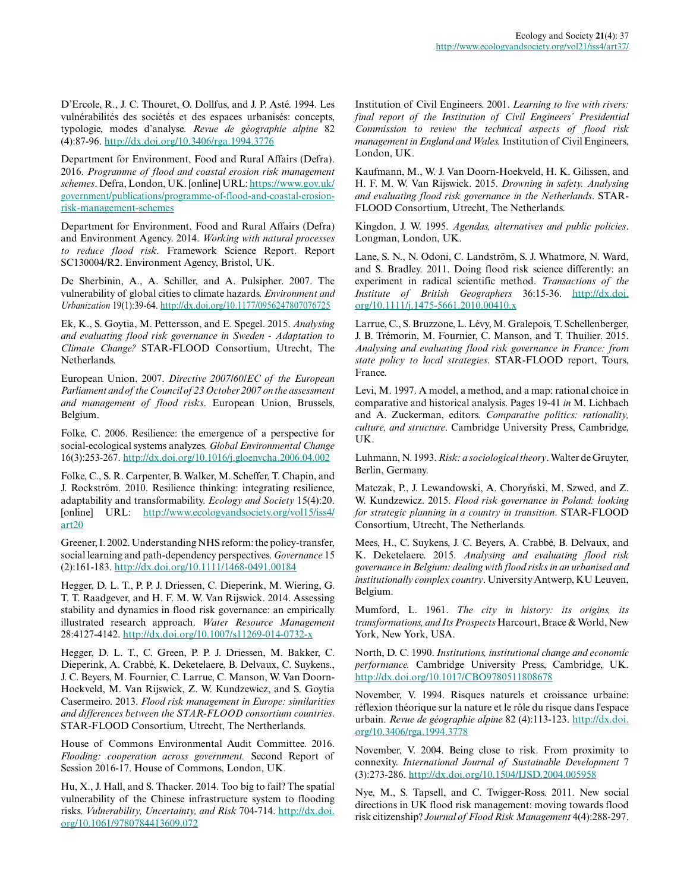D'Ercole, R., J. C. Thouret, O. Dollfus, and J. P. Asté. 1994. Les vulnérabilités des sociétés et des espaces urbanisés: concepts, typologie, modes d'analyse. *Revue de géographie alpine* 82 (4):87-96. http://dx.doi.org/10.3406/rga.1994.3776

Department for Environment, Food and Rural Affairs (Defra). 2016. *Programme of flood and coastal erosion risk management schemes*. Defra, London, UK. [online] URL: https://www.gov.uk/government/publications/programme-of-flood-and-coastal-erosion-risk-management-schemes

Department for Environment, Food and Rural Affairs (Defra) and Environment Agency. 2014. *Working with natural processes to reduce flood risk*. Framework Science Report. Report SC130004/R2. Environment Agency, Bristol, UK.

De Sherbinin, A., A. Schiller, and A. Pulsipher. 2007. The vulnerability of global cities to climate hazards. *Environment and Urbanization* 19(1):39-64. http://dx.doi.org/10.1177/0956247807076725

Ek, K., S. Goytia, M. Pettersson, and E. Spegel. 2015. *Analysing and evaluating flood risk governance in Sweden - Adaptation to Climate Change?* STAR-FLOOD Consortium, Utrecht, The Netherlands.

European Union. 2007. *Directive 2007/60/EC of the European Parliament and of the Council of 23 October 2007 on the assessment and management of flood risks*. European Union, Brussels, Belgium.

Folke, C. 2006. Resilience: the emergence of a perspective for social-ecological systems analyzes. *Global Environmental Change* 16(3):253-267. http://dx.doi.org/10.1016/j.gloenvcha.2006.04.002

Folke, C., S. R. Carpenter, B. Walker, M. Scheffer, T. Chapin, and J. Rockström. 2010. Resilience thinking: integrating resilience, adaptability and transformability. *Ecology and Society* 15(4):20. [online] URL: http://www.ecologyandsociety.org/vol15/iss4/art20

Greener, I. 2002. Understanding NHS reform: the policy-transfer, social learning and path-dependency perspectives. *Governance* 15 (2):161-183. http://dx.doi.org/10.1111/1468-0491.00184

Hegger, D. L. T., P. P. J. Driessen, C. Dieperink, M. Wiering, G. T. T. Raadgever, and H. F. M. W. Van Rijswick. 2014. Assessing stability and dynamics in flood risk governance: an empirically illustrated research approach. *Water Resource Management* 28:4127-4142. http://dx.doi.org/10.1007/s11269-014-0732-x

Hegger, D. L. T., C. Green, P. P. J. Driessen, M. Bakker, C. Dieperink, A. Crabbé, K. Deketelaere, B. Delvaux, C. Suykens., J. C. Beyers, M. Fournier, C. Larrue, C. Manson, W. Van Doorn-Hoekveld, M. Van Rijswick, Z. W. Kundzewicz, and S. Goytia Casermeiro. 2013. *Flood risk management in Europe: similarities and differences between the STAR-FLOOD consortium countries*. STAR-FLOOD Consortium, Utrecht, The Nertherlands.

House of Commons Environmental Audit Committee. 2016. *Flooding: cooperation across government.* Second Report of Session 2016-17. House of Commons, London, UK.

Hu, X., J. Hall, and S. Thacker. 2014. Too big to fail? The spatial vulnerability of the Chinese infrastructure system to flooding risks. *Vulnerability, Uncertainty, and Risk* 704-714. http://dx.doi.org/10.1061/9780784413609.072

Institution of Civil Engineers. 2001. *Learning to live with rivers: final report of the Institution of Civil Engineers' Presidential Commission to review the technical aspects of flood risk management in England and Wales.* Institution of Civil Engineers, London, UK.

Kaufmann, M., W. J. Van Doorn-Hoekveld, H. K. Gilissen, and H. F. M. W. Van Rijswick. 2015. *Drowning in safety. Analysing and evaluating flood risk governance in the Netherlands*. STAR-FLOOD Consortium, Utrecht, The Netherlands.

Kingdon, J. W. 1995. *Agendas, alternatives and public policies*. Longman, London, UK.

Lane, S. N., N. Odoni, C. Landström, S. J. Whatmore, N. Ward, and S. Bradley. 2011. Doing flood risk science differently: an experiment in radical scientific method. *Transactions of the Institute of British Geographers* 36:15-36. http://dx.doi.org/10.1111/j.1475-5661.2010.00410.x

Larrue, C., S. Bruzzone, L. Lévy, M. Gralepois, T. Schellenberger, J. B. Trémorin, M. Fournier, C. Manson, and T. Thuilier. 2015. *Analysing and evaluating flood risk governance in France: from state policy to local strategies*. STAR-FLOOD report, Tours, France.

Levi, M. 1997. A model, a method, and a map: rational choice in comparative and historical analysis. Pages 19-41 *in* M. Lichbach and A. Zuckerman, editors. *Comparative politics: rationality, culture, and structure*. Cambridge University Press, Cambridge, UK.

Luhmann, N. 1993. *Risk: a sociological theory*. Walter de Gruyter, Berlin, Germany.

Matczak, P., J. Lewandowski, A. Choryński, M. Szwed, and Z. W. Kundzewicz. 2015. *Flood risk governance in Poland: looking for strategic planning in a country in transition*. STAR-FLOOD Consortium, Utrecht, The Netherlands.

Mees, H., C. Suykens, J. C. Beyers, A. Crabbé, B. Delvaux, and K. Deketelaere. 2015. *Analysing and evaluating flood risk governance in Belgium: dealing with flood risks in an urbanised and institutionally complex country*. University Antwerp, KU Leuven, Belgium.

Mumford, L. 1961. *The city in history: its origins, its transformations, and Its Prospects* Harcourt, Brace & World, New York, New York, USA.

North, D. C. 1990. *Institutions, institutional change and economic performance.* Cambridge University Press, Cambridge, UK. http://dx.doi.org/10.1017/CBO9780511808678

November, V. 1994. Risques naturels et croissance urbaine: réflexion théorique sur la nature et le rôle du risque dans l'espace urbain. *Revue de géographie alpine* 82 (4):113-123. http://dx.doi.org/10.3406/rga.1994.3778

November, V. 2004. Being close to risk. From proximity to connexity. *International Journal of Sustainable Development* 7 (3):273-286. http://dx.doi.org/10.1504/IJSD.2004.005958

Nye, M., S. Tapsell, and C. Twigger-Ross. 2011. New social directions in UK flood risk management: moving towards flood risk citizenship? *Journal of Flood Risk Management* 4(4):288-297.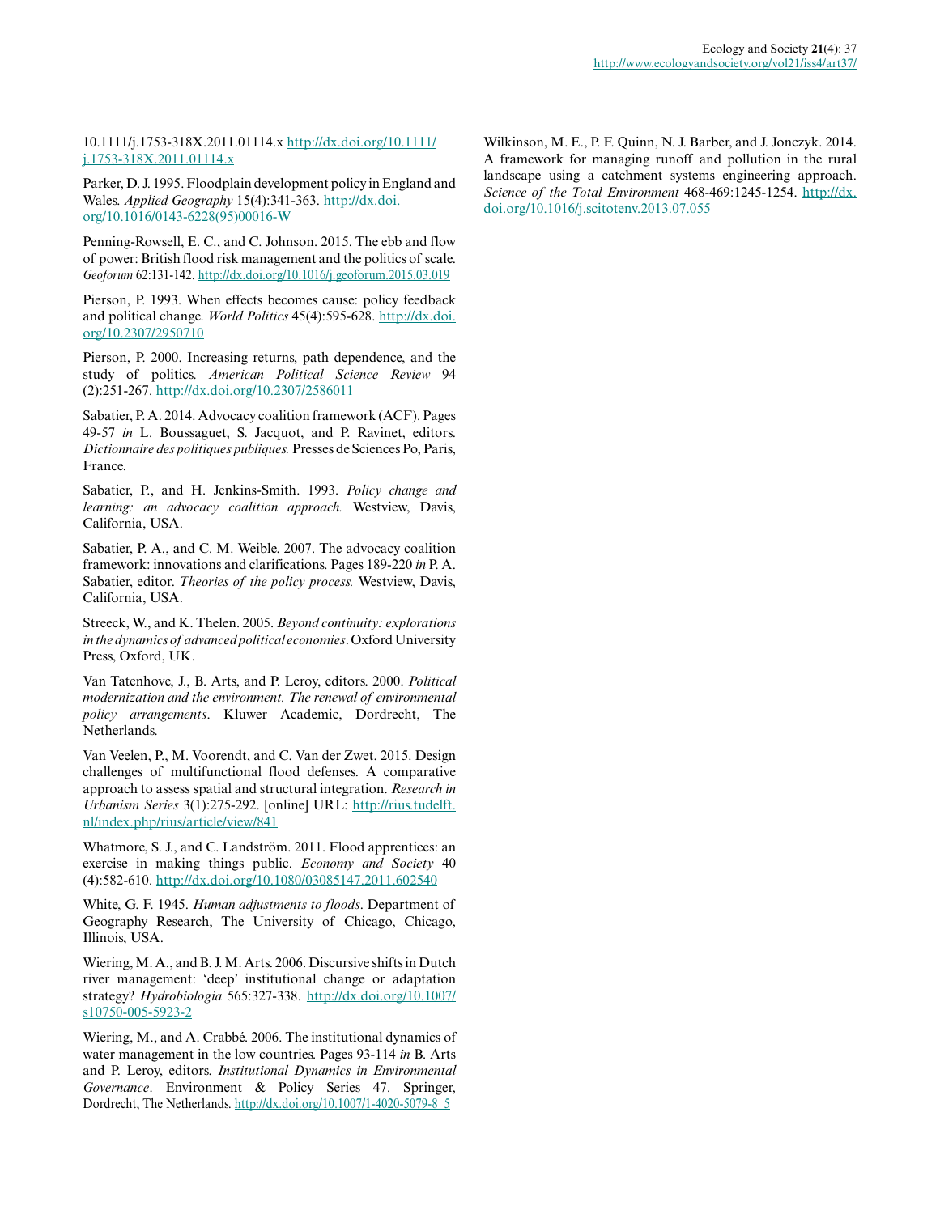10.1111/j.1753-318X.2011.01114.x http://dx.doi.org/10.1111/j.1753-318X.2011.01114.x

Parker, D. J. 1995. Floodplain development policy in England and Wales. *Applied Geography* 15(4):341-363. http://dx.doi.org/10.1016/0143-6228(95)00016-W

Penning-Rowsell, E. C., and C. Johnson. 2015. The ebb and flow of power: British flood risk management and the politics of scale. *Geoforum* 62:131-142. http://dx.doi.org/10.1016/j.geoforum.2015.03.019

Pierson, P. 1993. When effects becomes cause: policy feedback and political change. *World Politics* 45(4):595-628. http://dx.doi.org/10.2307/2950710

Pierson, P. 2000. Increasing returns, path dependence, and the study of politics. *American Political Science Review* 94 (2):251-267. http://dx.doi.org/10.2307/2586011

Sabatier, P. A. 2014. Advocacy coalition framework (ACF). Pages 49-57 *in* L. Boussaguet, S. Jacquot, and P. Ravinet, editors. *Dictionnaire des politiques publiques.* Presses de Sciences Po, Paris, France.

Sabatier, P., and H. Jenkins-Smith. 1993. *Policy change and learning: an advocacy coalition approach.* Westview, Davis, California, USA.

Sabatier, P. A., and C. M. Weible. 2007. The advocacy coalition framework: innovations and clarifications. Pages 189-220 *in* P. A. Sabatier, editor. *Theories of the policy process.* Westview, Davis, California, USA.

Streeck, W., and K. Thelen. 2005. *Beyond continuity: explorations in the dynamics of advanced political economies*. Oxford University Press, Oxford, UK.

Van Tatenhove, J., B. Arts, and P. Leroy, editors. 2000. *Political modernization and the environment. The renewal of environmental policy arrangements*. Kluwer Academic, Dordrecht, The Netherlands.

Van Veelen, P., M. Voorendt, and C. Van der Zwet. 2015. Design challenges of multifunctional flood defenses. A comparative approach to assess spatial and structural integration. *Research in Urbanism Series* 3(1):275-292. [online] URL: http://rius.tudelft.nl/index.php/rius/article/view/841

Whatmore, S. J., and C. Landström. 2011. Flood apprentices: an exercise in making things public. *Economy and Society* 40 (4):582-610. http://dx.doi.org/10.1080/03085147.2011.602540

White, G. F. 1945. *Human adjustments to floods*. Department of Geography Research, The University of Chicago, Chicago, Illinois, USA.

Wiering, M. A., and B. J. M. Arts. 2006. Discursive shifts in Dutch river management: 'deep' institutional change or adaptation strategy? *Hydrobiologia* 565:327-338. http://dx.doi.org/10.1007/s10750-005-5923-2

Wiering, M., and A. Crabbé. 2006. The institutional dynamics of water management in the low countries. Pages 93-114 *in* B. Arts and P. Leroy, editors. *Institutional Dynamics in Environmental Governance*. Environment & Policy Series 47. Springer, Dordrecht, The Netherlands. http://dx.doi.org/10.1007/1-4020-5079-8_5

Wilkinson, M. E., P. F. Quinn, N. J. Barber, and J. Jonczyk. 2014. A framework for managing runoff and pollution in the rural landscape using a catchment systems engineering approach. *Science of the Total Environment* 468-469:1245-1254. http://dx.doi.org/10.1016/j.scitotenv.2013.07.055